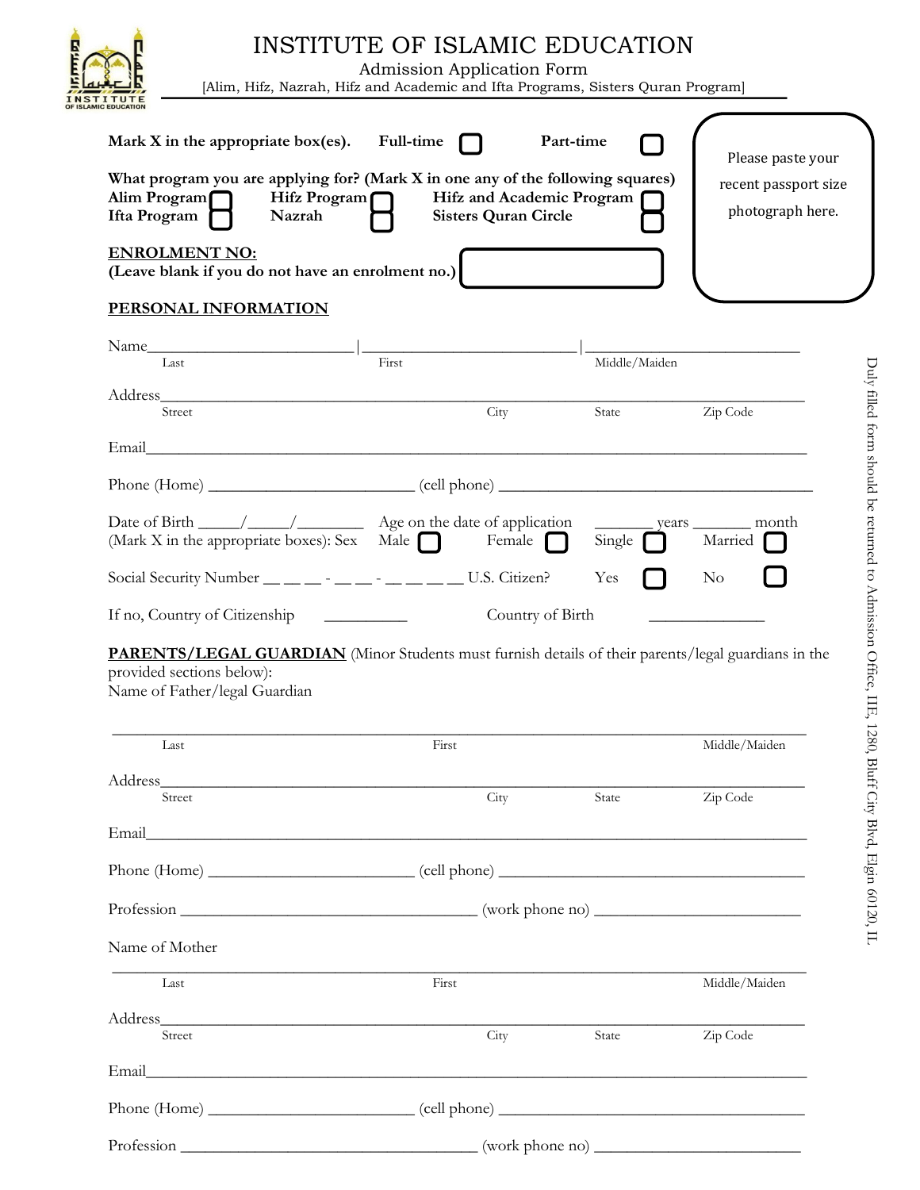# INSTITUTE OF ISLAMIC EDUCATION

Admission Application Form

[Alim, Hifz, Nazrah, Hifz and Academic and Ifta Programs, Sisters Quran Program]

**Mark X in the appropriate box(es).** **Full-time** ☐ **Part-time** ☐

Please paste your recent passport size photograph here.

**What program you are applying for? (Mark X in one any of the following squares)**

**Alim Program** ☐ **Hifz Program** ☐ **Hifz and Academic Program** ☐
**Ifta Program** ☐ **Nazrah** ☐ **Sisters Quran Circle** ☐

**ENROLMENT NO:**
**(Leave blank if you do not have an enrolment no.)** ☐

**PERSONAL INFORMATION**

Name_________________________|_________________________|_________________________
Last First Middle/Maiden

Address_________________________________________________________________________
Street City State Zip Code

Email___________________________________________________________________________

Phone (Home) _________________________ (cell phone) _______________________________________

Date of Birth _____/_____/________ Age on the date of application _______ years _______ month
(Mark X in the appropriate boxes): Sex Male ☐ Female ☐ Single ☐ Married ☐

Social Security Number __ __ __ - __ __ - __ __ __ __ U.S. Citizen? Yes ☐ No ☐

If no, Country of Citizenship __________ Country of Birth ______________

**PARENTS/LEGAL GUARDIAN** (Minor Students must furnish details of their parents/legal guardians in the provided sections below):

Name of Father/legal Guardian

_________________________________________________________________________________
Last First Middle/Maiden

Address_________________________________________________________________________
Street City State Zip Code

Email___________________________________________________________________________

Phone (Home) _________________________ (cell phone) _______________________________________

Profession ____________________________________ (work phone no) _________________________

Name of Mother

_________________________________________________________________________________
Last First Middle/Maiden

Address_________________________________________________________________________
Street City State Zip Code

Email___________________________________________________________________________

Phone (Home) _________________________ (cell phone) _______________________________________

Profession ____________________________________ (work phone no) _________________________

Duly filled form should be returned to Admission Office, IIE, 1280, Bluff City Blvd, Elgin 60120, IL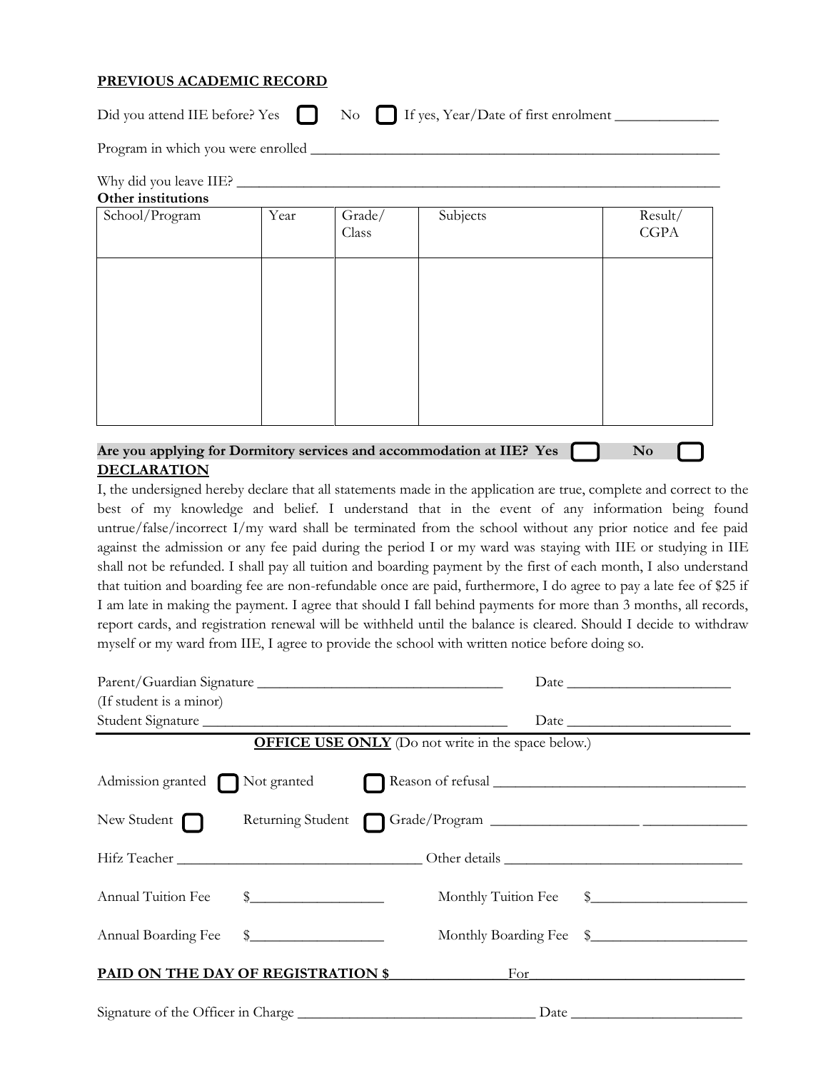**PREVIOUS ACADEMIC RECORD**

Did you attend IIE before? Yes ☐ No ☐ If yes, Year/Date of first enrolment ______________

Program in which you were enrolled ________________________________________________________

Why did you leave IIE? ______________________________________________________________

**Other institutions**

| School/Program | Year | Grade/ Class | Subjects | Result/ CGPA |
|---|---|---|---|---|
| | | | | |

**Are you applying for Dormitory services and accommodation at IIE? Yes ☐ No ☐**

**DECLARATION**

I, the undersigned hereby declare that all statements made in the application are true, complete and correct to the best of my knowledge and belief. I understand that in the event of any information being found untrue/false/incorrect I/my ward shall be terminated from the school without any prior notice and fee paid against the admission or any fee paid during the period I or my ward was staying with IIE or studying in IIE shall not be refunded. I shall pay all tuition and boarding payment by the first of each month, I also understand that tuition and boarding fee are non-refundable once are paid, furthermore, I do agree to pay a late fee of $25 if I am late in making the payment. I agree that should I fall behind payments for more than 3 months, all records, report cards, and registration renewal will be withheld until the balance is cleared. Should I decide to withdraw myself or my ward from IIE, I agree to provide the school with written notice before doing so.

Parent/Guardian Signature ________________________________ Date ____________________
(If student is a minor)
Student Signature ________________________________________ Date ____________________

---

**OFFICE USE ONLY** (Do not write in the space below.)

Admission granted ☐ Not granted ☐ Reason of refusal ________________________________

New Student ☐ Returning Student ☐ Grade/Program __________________ ______________

Hifz Teacher ________________________________ Other details ______________________________

Annual Tuition Fee $_________________ Monthly Tuition Fee $____________________

Annual Boarding Fee $_________________ Monthly Boarding Fee $____________________

**PAID ON THE DAY OF REGISTRATION $**_______________ For ____________________________

Signature of the Officer in Charge ________________________________ Date ______________________